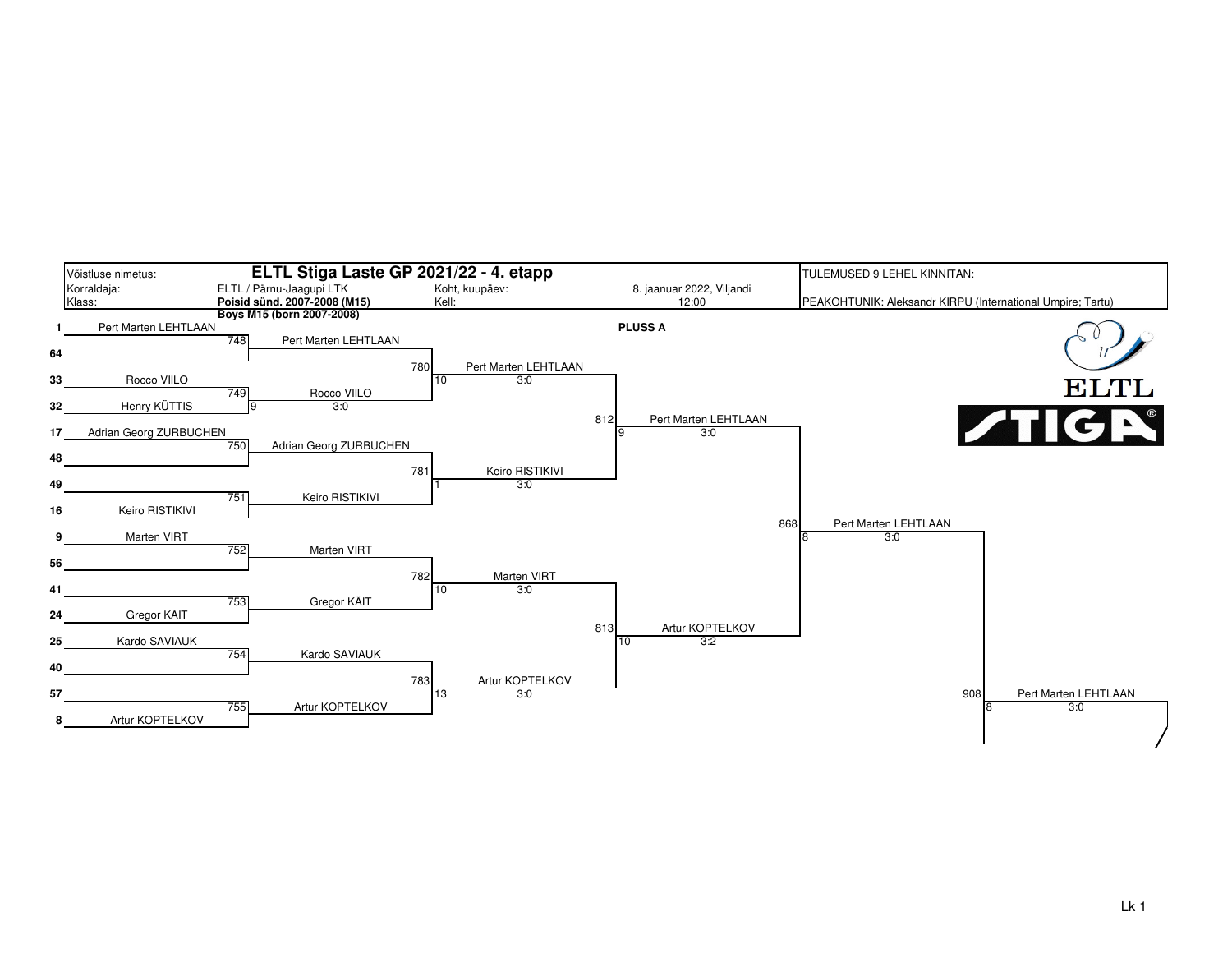| Võistluse nimetus: | ELTL Stiga Laste GP 2021/22 - 4. etapp | | | TULEMUSED 9 LEHEL KINNITAN: |
|---|---|---|---|---|
| Korraldaja: | ELTL / Pärnu-Jaagupi LTK | Koht, kuupäev: | 8. jaanuar 2022, Viljandi | |
| Klass: | **Poisid sünd. 2007-2008 (M15)** | Kell: | 12:00 | PEAKOHTUNIK: Aleksandr KIRPU (International Umpire; Tartu) |
| | **Boys M15 (born 2007-2008)** | | | |

**PLUSS A**

ELTL STIGA

| Seed | Player | Match | Winner (R1) | Match | Winner (R2) | Match | Winner (R3) | Match | Winner (R4) | Match | Winner (Final) |
|---|---|---|---|---|---|---|---|---|---|---|---|
| 1 | Pert Marten LEHTLAAN | 748 | Pert Marten LEHTLAAN | 780 | Pert Marten LEHTLAAN 10 3:0 | 812 | Pert Marten LEHTLAAN 9 3:0 | 868 | Pert Marten LEHTLAAN 8 3:0 | 908 | Pert Marten LEHTLAAN 8 3:0 |
| 64 | | | | | | | | | | | |
| 33 | Rocco VIILO | 749 | Rocco VIILO 9 3:0 | | | | | | | | |
| 32 | Henry KÜTTIS | | | | | | | | | | |
| 17 | Adrian Georg ZURBUCHEN | 750 | Adrian Georg ZURBUCHEN | 781 | Keiro RISTIKIVI 1 3:0 | | | | | | |
| 48 | | | | | | | | | | | |
| 49 | | 751 | Keiro RISTIKIVI | | | | | | | | |
| 16 | Keiro RISTIKIVI | | | | | | | | | | |
| 9 | Marten VIRT | 752 | Marten VIRT | 782 | Marten VIRT 10 3:0 | 813 | Artur KOPTELKOV 10 3:2 | | | | |
| 56 | | | | | | | | | | | |
| 41 | | 753 | Gregor KAIT | | | | | | | | |
| 24 | Gregor KAIT | | | | | | | | | | |
| 25 | Kardo SAVIAUK | 754 | Kardo SAVIAUK | 783 | Artur KOPTELKOV 13 3:0 | | | | | | |
| 40 | | | | | | | | | | | |
| 57 | | 755 | Artur KOPTELKOV | | | | | | | | |
| 8 | Artur KOPTELKOV | | | | | | | | | | |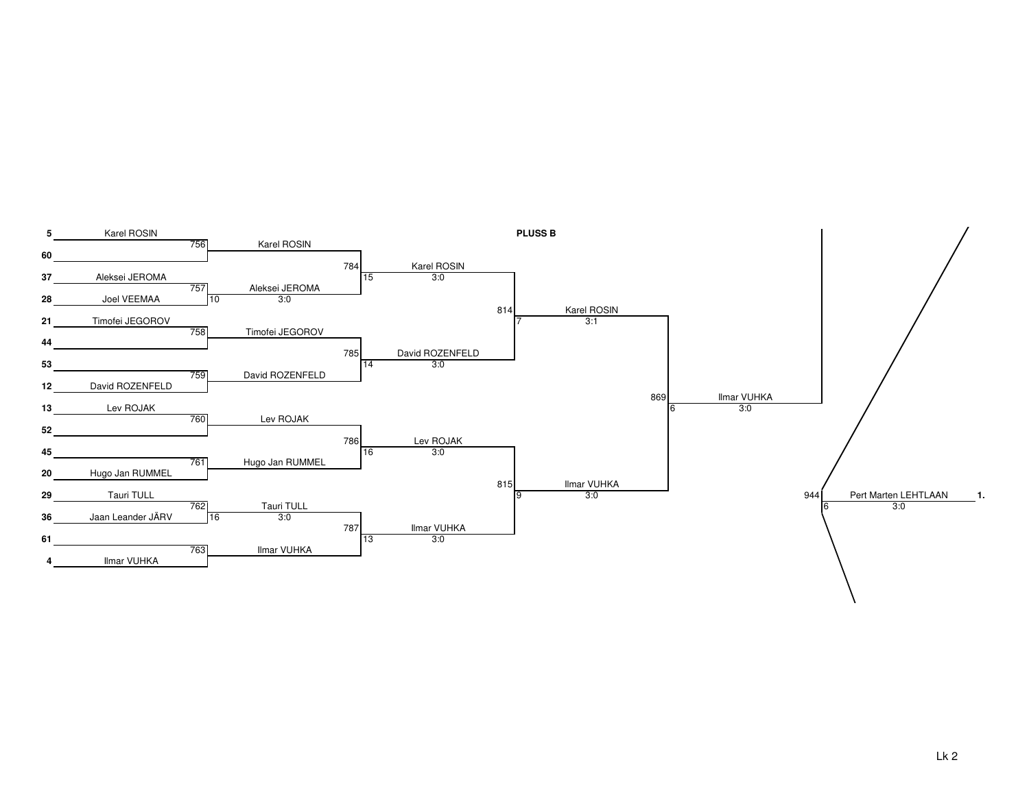**PLUSS B**

| Seed | Player | Match | Winner | Score |
|---|---|---|---|---|
| 5 | Karel ROSIN | 756 | Karel ROSIN | |
| 60 | | | | |
| 37 | Aleksei JEROMA | 757 | Aleksei JEROMA | 10 3:0 |
| 28 | Joel VEEMAA | | | |
| 21 | Timofei JEGOROV | 758 | Timofei JEGOROV | |
| 44 | | | | |
| 53 | | 759 | David ROZENFELD | |
| 12 | David ROZENFELD | | | |
| 13 | Lev ROJAK | 760 | Lev ROJAK | |
| 52 | | | | |
| 45 | | 761 | Hugo Jan RUMMEL | |
| 20 | Hugo Jan RUMMEL | | | |
| 29 | Tauri TULL | 762 | Tauri TULL | 16 3:0 |
| 36 | Jaan Leander JÄRV | | | |
| 61 | | 763 | Ilmar VUHKA | |
| 4 | Ilmar VUHKA | | | |

| Match | Winner | Table | Score |
|---|---|---|---|
| 784 | Karel ROSIN | 15 | 3:0 |
| 785 | David ROZENFELD | 14 | 3:0 |
| 786 | Lev ROJAK | 16 | 3:0 |
| 787 | Ilmar VUHKA | 13 | 3:0 |
| 814 | Karel ROSIN | 7 | 3:1 |
| 815 | Ilmar VUHKA | 9 | 3:0 |
| 869 | Ilmar VUHKA | 6 | 3:0 |
| 944 | Pert Marten LEHTLAAN | 6 | 3:0 |

**1.** Pert Marten LEHTLAAN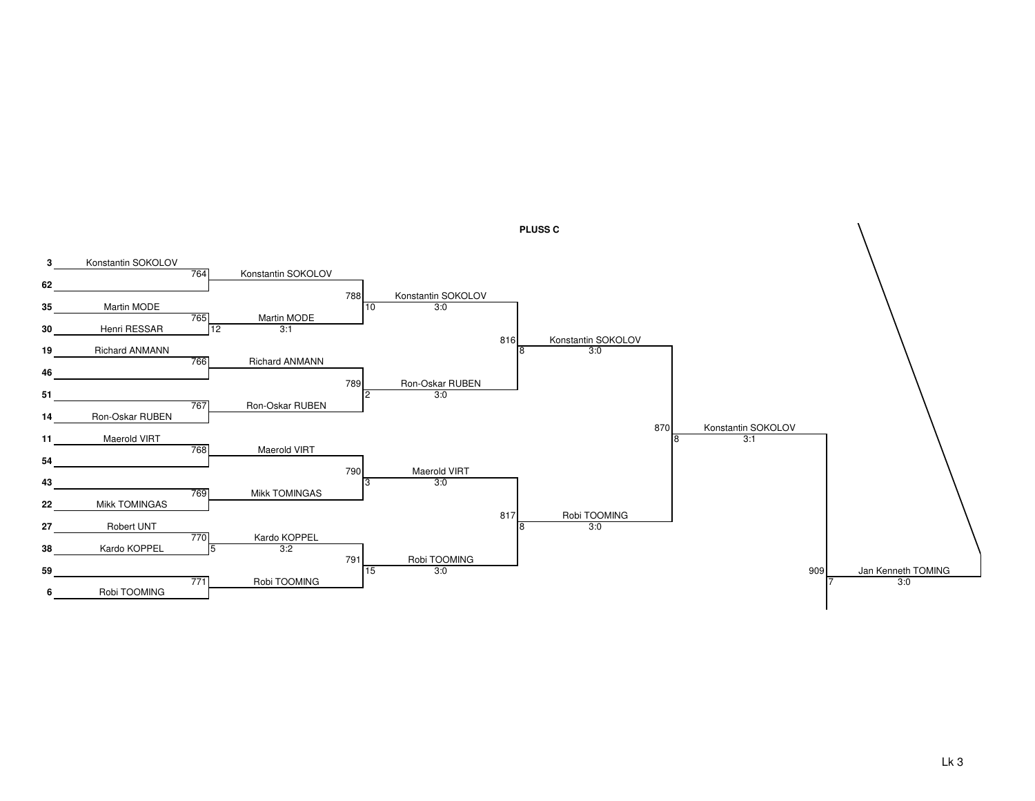**PLUSS C**

**Round 1**

| Seed | Player | Match | Winner | Score |
|---|---|---|---|---|
| 3 | Konstantin SOKOLOV | 764 | Konstantin SOKOLOV | |
| 62 | | | | |
| 35 | Martin MODE | 765 | Martin MODE | 3:1 (12) |
| 30 | Henri RESSAR | | | |
| 19 | Richard ANMANN | 766 | Richard ANMANN | |
| 46 | | | | |
| 51 | | 767 | Ron-Oskar RUBEN | |
| 14 | Ron-Oskar RUBEN | | | |
| 11 | Maerold VIRT | 768 | Maerold VIRT | |
| 54 | | | | |
| 43 | | 769 | Mikk TOMINGAS | |
| 22 | Mikk TOMINGAS | | | |
| 27 | Robert UNT | 770 | Kardo KOPPEL | 3:2 (5) |
| 38 | Kardo KOPPEL | | | |
| 59 | | 771 | Robi TOOMING | |
| 6 | Robi TOOMING | | | |

**Round 2**

| Match | Winner | Score |
|---|---|---|
| 788 | Konstantin SOKOLOV | 3:0 (10) |
| 789 | Ron-Oskar RUBEN | 3:0 (2) |
| 790 | Maerold VIRT | 3:0 (3) |
| 791 | Robi TOOMING | 3:0 (15) |

**Round 3**

| Match | Winner | Score |
|---|---|---|
| 816 | Konstantin SOKOLOV | 3:0 (8) |
| 817 | Robi TOOMING | 3:0 (8) |

**Round 4**

| Match | Winner | Score |
|---|---|---|
| 870 | Konstantin SOKOLOV | 3:1 (8) |

**Round 5**

| Match | Winner | Score |
|---|---|---|
| 909 | Jan Kenneth TOMING | 3:0 (7) |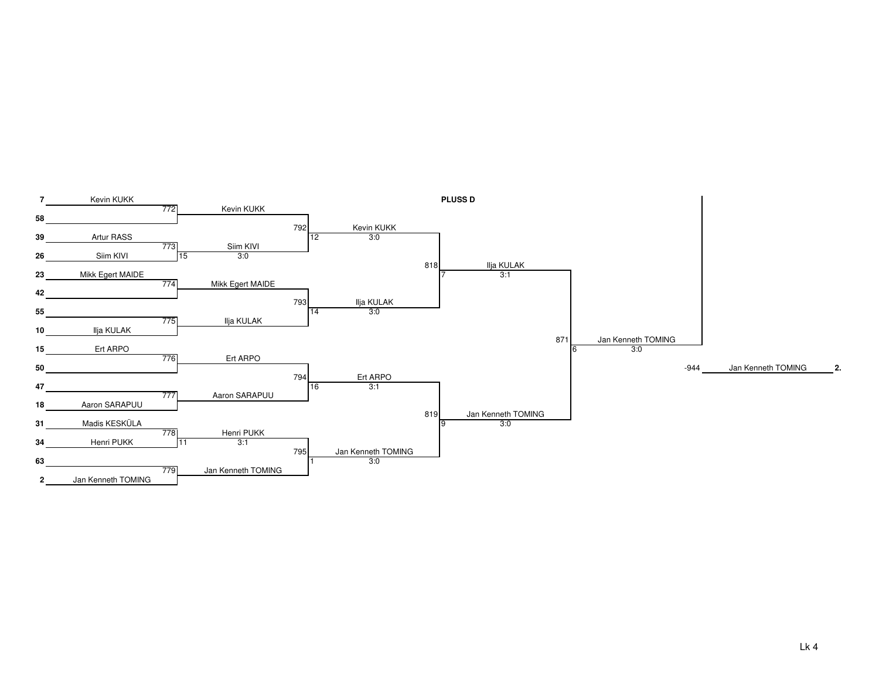**PLUSS D**

| Seed | Player | Match | Round 2 | Match | Round 3 | Match | Semifinal | Match | Final |
|---|---|---|---|---|---|---|---|---|---|
| 7 | Kevin KUKK | 772 | Kevin KUKK | 792 | Kevin KUKK 12 3:0 | 818 | Ilja KULAK 7 3:1 | 871 | Jan Kenneth TOMING 6 3:0 |
| 58 | | | | | | | | | |
| 39 | Artur RASS | 773 | Siim KIVI 15 3:0 | | | | | | |
| 26 | Siim KIVI | | | | | | | | |
| 23 | Mikk Egert MAIDE | 774 | Mikk Egert MAIDE | 793 | Ilja KULAK 14 3:0 | | | | |
| 42 | | | | | | | | | |
| 55 | | 775 | Ilja KULAK | | | | | | |
| 10 | Ilja KULAK | | | | | | | | |
| 15 | Ert ARPO | 776 | Ert ARPO | 794 | Ert ARPO 16 3:1 | 819 | Jan Kenneth TOMING 9 3:0 | | |
| 50 | | | | | | | | | |
| 47 | | 777 | Aaron SARAPUU | | | | | | |
| 18 | Aaron SARAPUU | | | | | | | | |
| 31 | Madis KESKÜLA | 778 | Henri PUKK 11 3:1 | 795 | Jan Kenneth TOMING 1 3:0 | | | | |
| 34 | Henri PUKK | | | | | | | | |
| 63 | | 779 | Jan Kenneth TOMING | | | | | | |
| 2 | Jan Kenneth TOMING | | | | | | | | |

-944 Jan Kenneth TOMING **2.**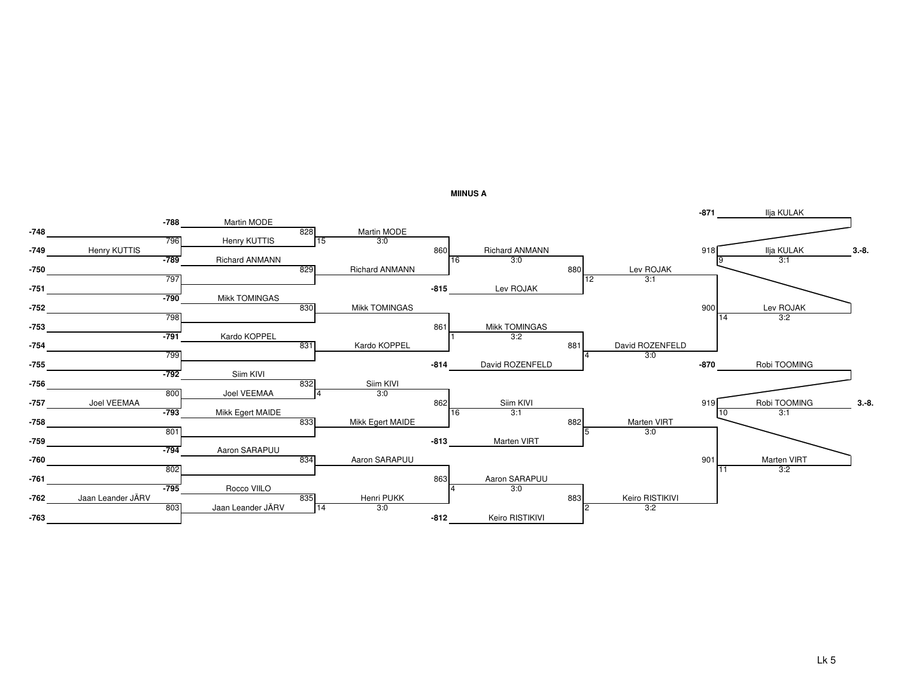**MIINUS A**

**Round 1 (losers from -748 to -763 vs -788 to -795)**

| Match | Slot | Player |
|---|---|---|
| 796 | -748 | |
| | -749 | Henry KUTTIS |
| 797 | -750 | |
| | -751 | |
| 798 | -752 | |
| | -753 | |
| 799 | -754 | |
| | -755 | |
| 800 | -756 | |
| | -757 | Joel VEEMAA |
| 801 | -758 | |
| | -759 | |
| 802 | -760 | |
| | -761 | |
| 803 | -762 | Jaan Leander JÄRV |
| | -763 | |

**Round 2**

| Match | Player 1 | Player 2 | Winner | Score |
|---|---|---|---|---|
| 828 | -788 Martin MODE | 796 Henry KUTTIS | Martin MODE | 15 |
| 829 | -789 Richard ANMANN | 797 | Richard ANMANN | |
| 830 | -790 Mikk TOMINGAS | 798 | Mikk TOMINGAS | |
| 831 | -791 Kardo KOPPEL | 799 | Kardo KOPPEL | |
| 832 | -792 Siim KIVI | 800 Joel VEEMAA | Siim KIVI | 4 |
| 833 | -793 Mikk Egert MAIDE | 801 | Mikk Egert MAIDE | |
| 834 | -794 Aaron SARAPUU | 802 | Aaron SARAPUU | |
| 835 | -795 Rocco VIILO | 803 Jaan Leander JÄRV | Henri PUKK | 14 |

**Round 3**

| Match | Player 1 | Player 2 | Winner | Score |
|---|---|---|---|---|
| 860 | Martin MODE | Richard ANMANN | Richard ANMANN | 15; 3:0 |
| 861 | Mikk TOMINGAS | Kardo KOPPEL | Mikk TOMINGAS | 1; 3:2 |
| 862 | Siim KIVI | Mikk Egert MAIDE | Siim KIVI | 4; 3:0 |
| 863 | Aaron SARAPUU | Henri PUKK | Aaron SARAPUU | 4; 3:0 |

Henri PUKK 14; 3:0

**Round 4**

| Match | Player 1 | Player 2 | Winner | Score |
|---|---|---|---|---|
| 880 | Richard ANMANN | -815 Lev ROJAK | Lev ROJAK | 16; 3:0 / 12; 3:1 |
| 881 | Mikk TOMINGAS | -814 David ROZENFELD | David ROZENFELD | 1; 3:2 / 4; 3:0 |
| 882 | Siim KIVI | -813 Marten VIRT | Marten VIRT | 16; 3:1 / 5; 3:0 |
| 883 | Aaron SARAPUU | -812 Keiro RISTIKIVI | Keiro RISTIKIVI | 4; 3:0 / 2; 3:2 |

**Round 5**

| Match | Player 1 | Player 2 | Winner | Score |
|---|---|---|---|---|
| 900 | Lev ROJAK | David ROZENFELD | Lev ROJAK | 14; 3:2 |
| 901 | Marten VIRT | Keiro RISTIKIVI | Marten VIRT | 11; 3:2 |

**Final round**

| Match | Player 1 | Player 2 | Winner | Score | Place |
|---|---|---|---|---|---|
| 918 | -871 Ilja KULAK | Lev ROJAK | Ilja KULAK | 9; 3:1 | 3.-8. |
| 919 | -870 Robi TOOMING | Marten VIRT | Robi TOOMING | 10; 3:1 | 3.-8. |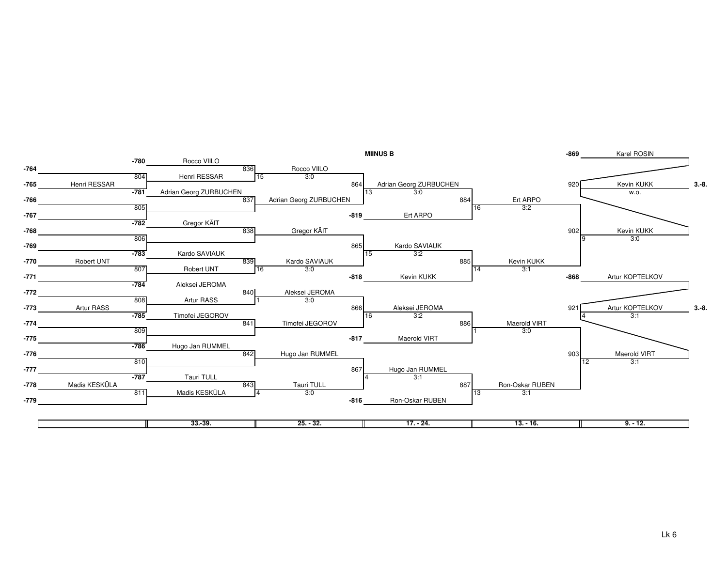## MIINUS B

| | 33.-39. | 25. - 32. | 17. - 24. | 13. - 16. | 9. - 12. | |
|---|---|---|---|---|---|---|
| -764 | -780 Rocco VIILO | | | | -869 Karel ROSIN | |
| -765 Henri RESSAR | 804 Henri RESSAR | 836 Rocco VIILO (15) 3:0 | | | | |
| -766 | -781 Adrian Georg ZURBUCHEN | | 864 Adrian Georg ZURBUCHEN (13) 3:0 | | 920 Kevin KUKK w.o. | 3.-8. |
| -767 | 805 | 837 Adrian Georg ZURBUCHEN | -819 Ert ARPO | 884 Ert ARPO (16) 3:2 | | |
| -768 | -782 Gregor KÄIT | 838 Gregor KÄIT | | | 902 Kevin KUKK (9) 3:0 | |
| -769 | 806 | | 865 Kardo SAVIAUK (15) 3:2 | | | |
| -770 Robert UNT | -783 Kardo SAVIAUK | 839 Kardo SAVIAUK (16) 3:0 | | 885 Kevin KUKK (14) 3:1 | | |
| -771 | 807 Robert UNT | | -818 Kevin KUKK | | -868 Artur KOPTELKOV | |
| -772 | -784 Aleksei JEROMA | 840 Aleksei JEROMA (1) 3:0 | | | | |
| -773 Artur RASS | 808 Artur RASS | | 866 Aleksei JEROMA (16) 3:2 | | 921 Artur KOPTELKOV (4) 3:1 | 3.-8. |
| -774 | -785 Timofei JEGOROV | 841 Timofei JEGOROV | | 886 Maerold VIRT (1) 3:0 | | |
| -775 | 809 | | -817 Maerold VIRT | | | |
| -776 | -786 Hugo Jan RUMMEL | 842 Hugo Jan RUMMEL | | | 903 Maerold VIRT (12) 3:1 | |
| -777 | 810 | | 867 Hugo Jan RUMMEL (4) 3:1 | | | |
| -778 Madis KESKÜLA | -787 Tauri TULL | 843 Tauri TULL (4) 3:0 | | 887 Ron-Oskar RUBEN (13) 3:1 | | |
| -779 | 811 Madis KESKÜLA | | -816 Ron-Oskar RUBEN | | | |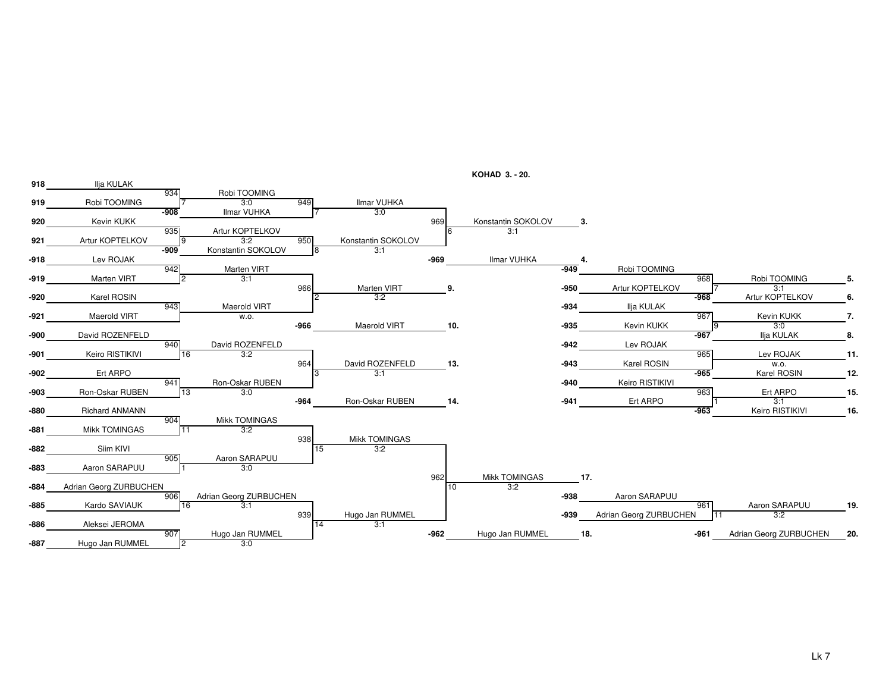## KOHAD 3. - 20.

**Round 1**

| Match | Player 1 | Player 2 | Winner | Score | Table |
|---|---|---|---|---|---|
| 934 | 918 Ilja KULAK | 919 Robi TOOMING | Robi TOOMING | 3:0 | 7 |
| 935 | 920 Kevin KUKK | 921 Artur KOPTELKOV | Artur KOPTELKOV | 3:2 | 9 |
| 942 | -918 Lev ROJAK | -919 Marten VIRT | Marten VIRT | 3:1 | 2 |
| 943 | -920 Karel ROSIN | -921 Maerold VIRT | Maerold VIRT | w.o. | |
| 940 | -900 David ROZENFELD | -901 Keiro RISTIKIVI | David ROZENFELD | 3:2 | 16 |
| 941 | -902 Ert ARPO | -903 Ron-Oskar RUBEN | Ron-Oskar RUBEN | 3:0 | 13 |
| 904 | -880 Richard ANMANN | -881 Mikk TOMINGAS | Mikk TOMINGAS | 3:2 | 11 |
| 905 | -882 Siim KIVI | -883 Aaron SARAPUU | Aaron SARAPUU | 3:0 | 1 |
| 906 | -884 Adrian Georg ZURBUCHEN | -885 Kardo SAVIAUK | Adrian Georg ZURBUCHEN | 3:1 | 16 |
| 907 | -886 Aleksei JEROMA | -887 Hugo Jan RUMMEL | Hugo Jan RUMMEL | 3:0 | 2 |

**Round 2**

| Match | Player 1 | Player 2 | Winner | Score | Table |
|---|---|---|---|---|---|
| 949 | Robi TOOMING | -908 Ilmar VUHKA | Ilmar VUHKA | 3:0 | 7 |
| 950 | Artur KOPTELKOV | -909 Konstantin SOKOLOV | Konstantin SOKOLOV | 3:1 | 8 |
| 966 | Marten VIRT | Maerold VIRT | Marten VIRT (9.) / -966 Maerold VIRT (10.) | 3:2 | 2 |
| 964 | David ROZENFELD | Ron-Oskar RUBEN | David ROZENFELD (13.) / -964 Ron-Oskar RUBEN (14.) | 3:1 | 3 |
| 938 | Mikk TOMINGAS | Aaron SARAPUU | Mikk TOMINGAS | 3:2 | 15 |
| 939 | Adrian Georg ZURBUCHEN | Hugo Jan RUMMEL | Hugo Jan RUMMEL | 3:1 | 14 |

**Round 3**

| Match | Player 1 | Player 2 | Winner | Score | Table |
|---|---|---|---|---|---|
| 969 | Ilmar VUHKA | Konstantin SOKOLOV | Konstantin SOKOLOV (3.) / -969 Ilmar VUHKA (4.) | 3:1 | 6 |
| 962 | Mikk TOMINGAS | Hugo Jan RUMMEL | Mikk TOMINGAS (17.) / -962 Hugo Jan RUMMEL (18.) | 3:2 | 10 |

**Placement matches**

| Match | Player 1 | Player 2 | Winner | Score | Table | Result |
|---|---|---|---|---|---|---|
| 968 | -949 Robi TOOMING | -950 Artur KOPTELKOV | Robi TOOMING | 3:1 | 7 | 5. Robi TOOMING, 6. -968 Artur KOPTELKOV |
| 967 | -934 Ilja KULAK | -935 Kevin KUKK | Kevin KUKK | 3:0 | 9 | 7. Kevin KUKK, 8. -967 Ilja KULAK |
| 965 | -942 Lev ROJAK | -943 Karel ROSIN | Lev ROJAK | w.o. | | 11. Lev ROJAK, 12. -965 Karel ROSIN |
| 963 | -940 Keiro RISTIKIVI | -941 Ert ARPO | Ert ARPO | 3:1 | 1 | 15. Ert ARPO, 16. -963 Keiro RISTIKIVI |
| 961 | -938 Aaron SARAPUU | -939 Adrian Georg ZURBUCHEN | Aaron SARAPUU | 3:2 | 11 | 19. Aaron SARAPUU, 20. -961 Adrian Georg ZURBUCHEN |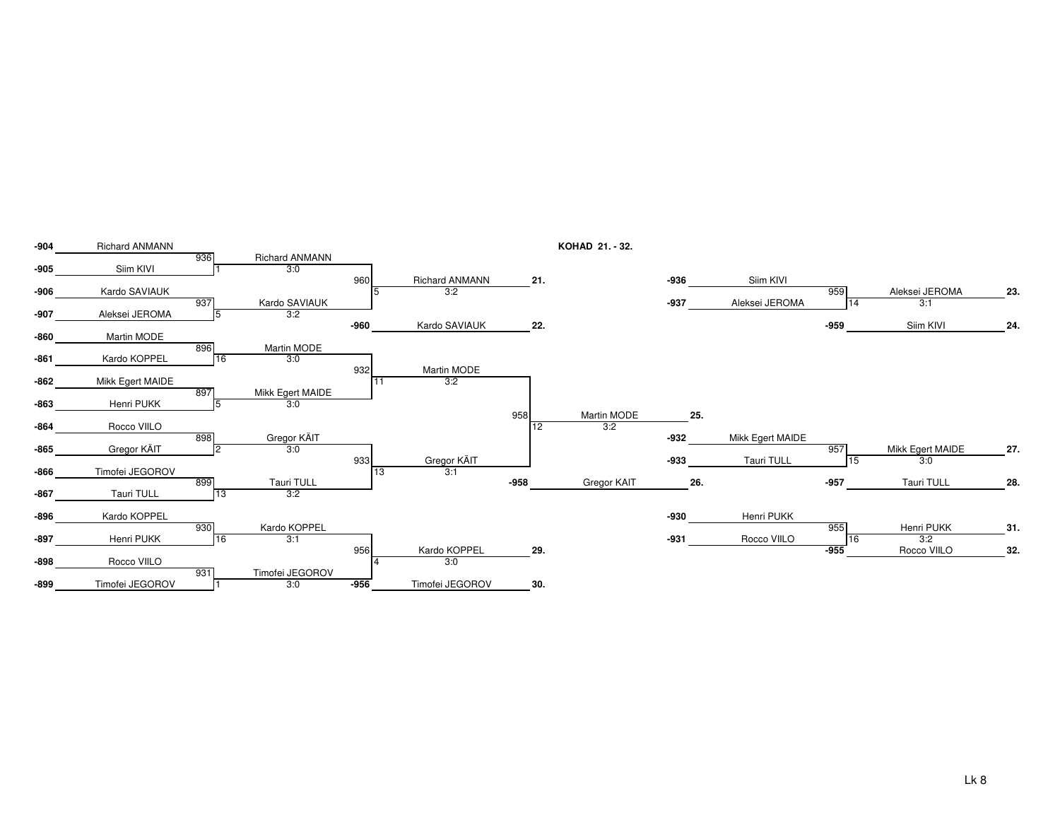**KOHAD 21. - 32.**

| Source | Player | Match | Winner | Score | Match | Winner | Score | Place |
|---|---|---|---|---|---|---|---|---|
| -904 | Richard ANMANN | 936 | Richard ANMANN | 3:0 | 960 | Richard ANMANN | 3:2 | 21. |
| -905 | Siim KIVI | | | | | | | |
| -906 | Kardo SAVIAUK | 937 | Kardo SAVIAUK | 3:2 | -960 | Kardo SAVIAUK | | 22. |
| -907 | Aleksei JEROMA | | | | | | | |

| Source | Player | Match | Winner | Score | Place |
|---|---|---|---|---|---|
| -936 | Siim KIVI | 959 | Aleksei JEROMA | 3:1 | 23. |
| -937 | Aleksei JEROMA | -959 | Siim KIVI | | 24. |

| Source | Player | Match | Winner | Score | Match | Winner | Score | Match | Winner | Score | Place |
|---|---|---|---|---|---|---|---|---|---|---|---|
| -860 | Martin MODE | 896 | Martin MODE | 3:0 | 932 | Martin MODE | 3:2 | 958 | Martin MODE | 3:2 | 25. |
| -861 | Kardo KOPPEL | | | | | | | | | | |
| -862 | Mikk Egert MAIDE | 897 | Mikk Egert MAIDE | 3:0 | | | | | | | |
| -863 | Henri PUKK | | | | | | | | | | |
| -864 | Rocco VIILO | 898 | Gregor KÄIT | 3:0 | 933 | Gregor KÄIT | 3:1 | -958 | Gregor KAIT | | 26. |
| -865 | Gregor KÄIT | | | | | | | | | | |
| -866 | Timofei JEGOROV | 899 | Tauri TULL | 3:2 | | | | | | | |
| -867 | Tauri TULL | | | | | | | | | | |

| Source | Player | Match | Winner | Score | Place |
|---|---|---|---|---|---|
| -932 | Mikk Egert MAIDE | 957 | Mikk Egert MAIDE | 3:0 | 27. |
| -933 | Tauri TULL | -957 | Tauri TULL | | 28. |

| Source | Player | Match | Winner | Score | Match | Winner | Score | Place |
|---|---|---|---|---|---|---|---|---|
| -896 | Kardo KOPPEL | 930 | Kardo KOPPEL | 3:1 | 956 | Kardo KOPPEL | 3:0 | 29. |
| -897 | Henri PUKK | | | | | | | |
| -898 | Rocco VIILO | 931 | Timofei JEGOROV | 3:0 | -956 | Timofei JEGOROV | | 30. |
| -899 | Timofei JEGOROV | | | | | | | |

| Source | Player | Match | Winner | Score | Place |
|---|---|---|---|---|---|
| -930 | Henri PUKK | 955 | Henri PUKK | 3:2 | 31. |
| -931 | Rocco VIILO | -955 | Rocco VIILO | | 32. |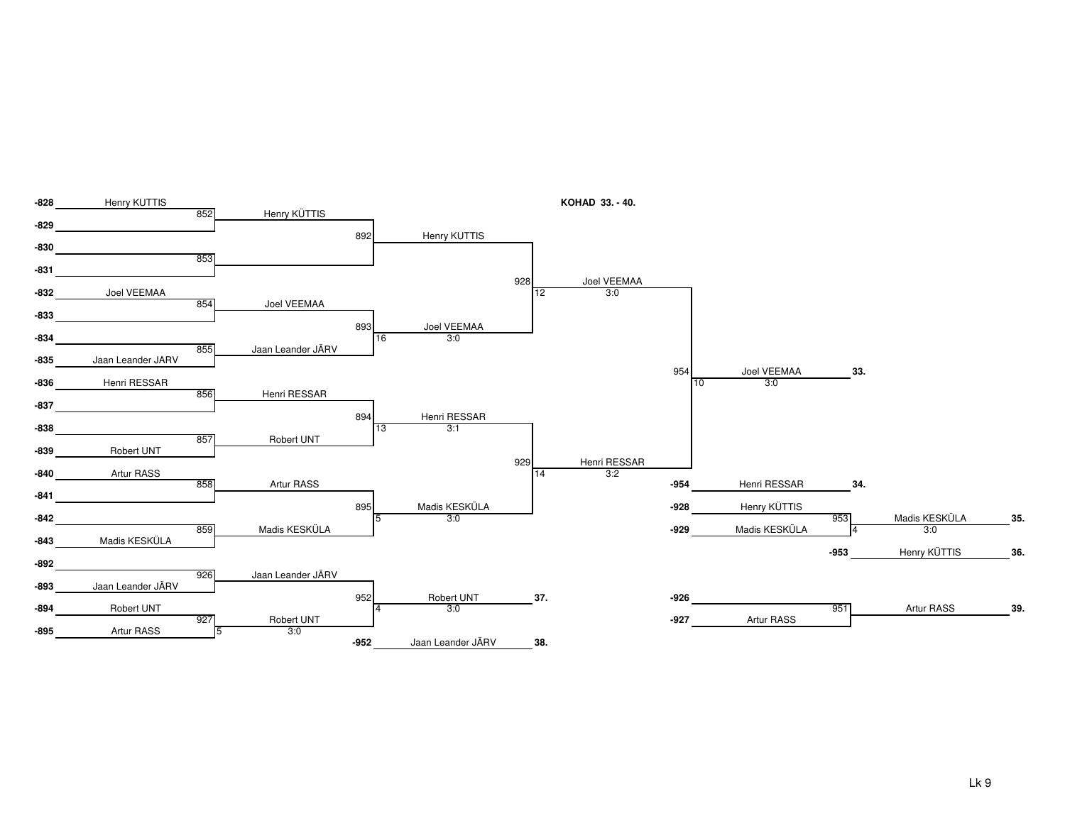**KOHAD 33. - 40.**

-828 Henry KUTTIS
852 Henry KÜTTIS
-829
892 Henry KUTTIS
-830
853
-831
928 Joel VEEMAA 12 3:0
-832 Joel VEEMAA
854 Joel VEEMAA
-833
893 Joel VEEMAA 16 3:0
-834
855 Jaan Leander JÄRV
-835 Jaan Leander JARV
954 Joel VEEMAA 10 3:0 **33.**
-836 Henri RESSAR
856 Henri RESSAR
-837
894 Henri RESSAR 13 3:1
-838
857 Robert UNT
-839 Robert UNT
929 Henri RESSAR 14 3:2
-840 Artur RASS
858 Artur RASS
-841
895 Madis KESKÜLA 5 3:0
-842
859 Madis KESKÜLA
-843 Madis KESKÜLA

-954 Henri RESSAR **34.**

-928 Henry KÜTTIS
953 Madis KESKÜLA 4 3:0 **35.**
-929 Madis KESKÜLA

-953 Henry KÜTTIS **36.**

-892
926 Jaan Leander JÄRV
-893 Jaan Leander JÄRV
952 Robert UNT 4 3:0 **37.**
-894 Robert UNT
927 Robert UNT 5 3:0
-895 Artur RASS

-952 Jaan Leander JÄRV **38.**

-926
951 Artur RASS **39.**
-927 Artur RASS